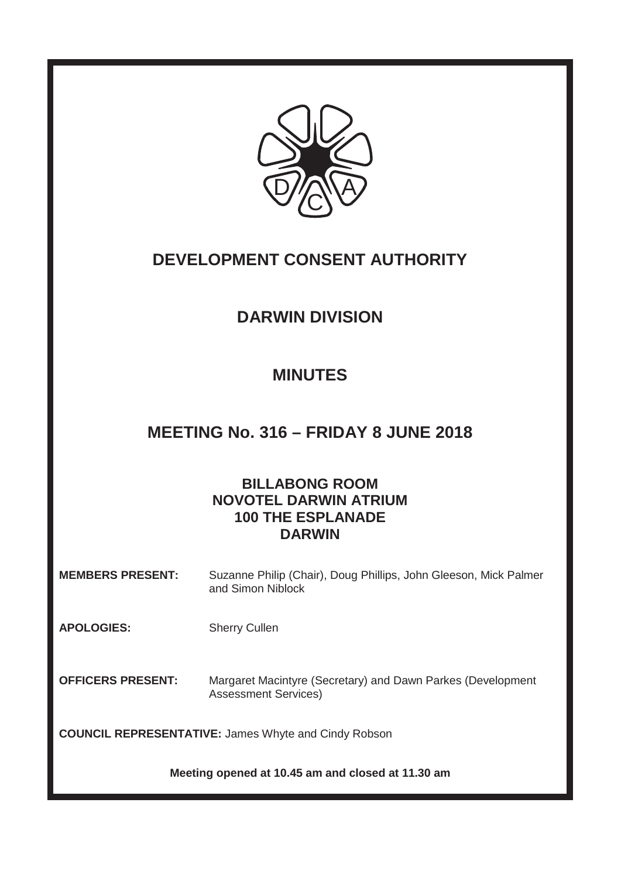# DEVELOPMENT CONSENT AUTHORITY

## DARWIN DIVISION

## MINUTES

## MEETING No. 316 – FRIDAY 8 JUNE 2018

**BILLABONG ROOM**
**NOVOTEL DARWIN ATRIUM**
**100 THE ESPLANADE**
**DARWIN**

**MEMBERS PRESENT:** Suzanne Philip (Chair), Doug Phillips, John Gleeson, Mick Palmer and Simon Niblock

**APOLOGIES:** Sherry Cullen

**OFFICERS PRESENT:** Margaret Macintyre (Secretary) and Dawn Parkes (Development Assessment Services)

**COUNCIL REPRESENTATIVE:** James Whyte and Cindy Robson

**Meeting opened at 10.45 am and closed at 11.30 am**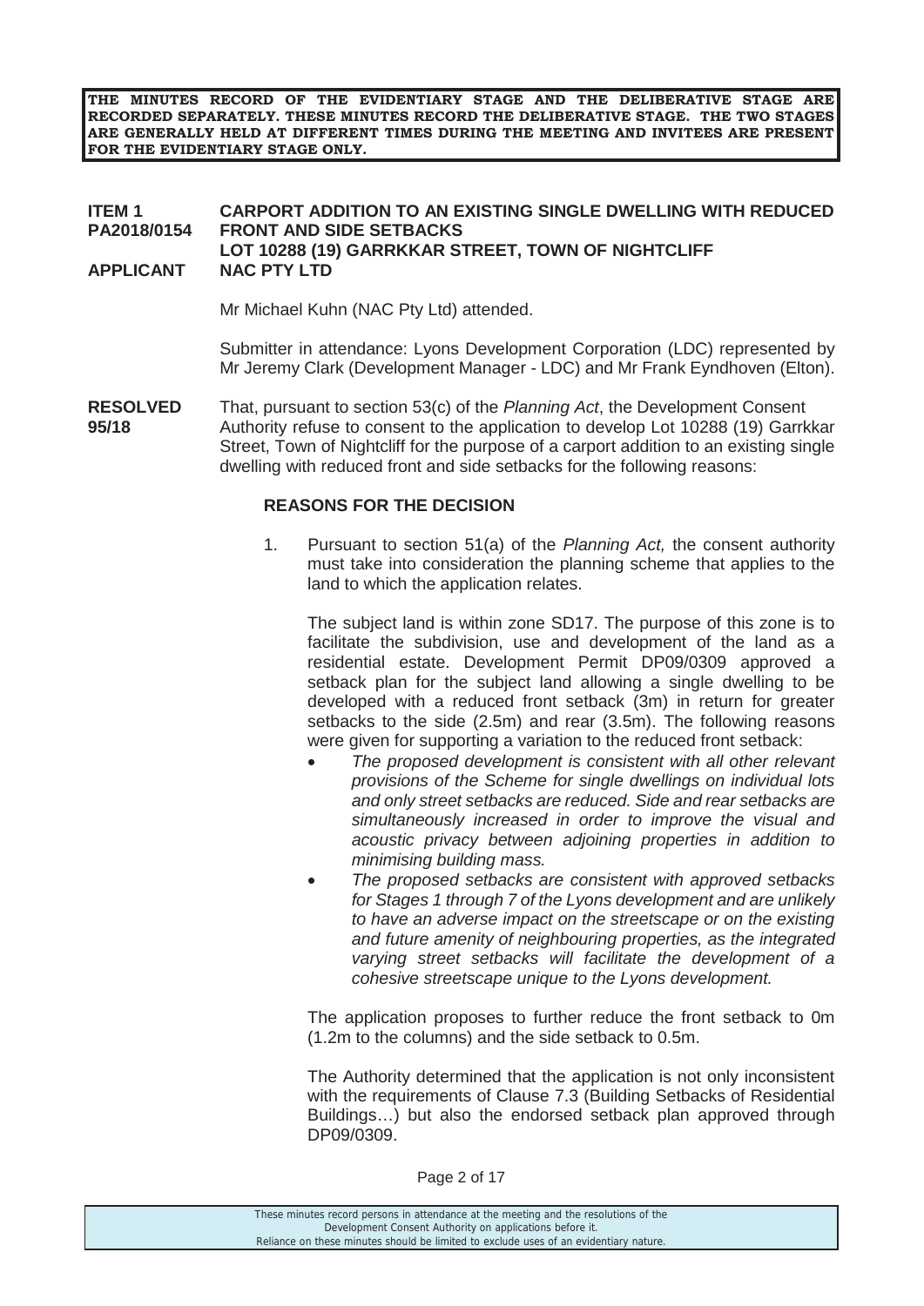**THE MINUTES RECORD OF THE EVIDENTIARY STAGE AND THE DELIBERATIVE STAGE ARE RECORDED SEPARATELY. THESE MINUTES RECORD THE DELIBERATIVE STAGE. THE TWO STAGES ARE GENERALLY HELD AT DIFFERENT TIMES DURING THE MEETING AND INVITEES ARE PRESENT FOR THE EVIDENTIARY STAGE ONLY.**

**ITEM 1 PA2018/0154** **CARPORT ADDITION TO AN EXISTING SINGLE DWELLING WITH REDUCED FRONT AND SIDE SETBACKS LOT 10288 (19) GARRKKAR STREET, TOWN OF NIGHTCLIFF**

**APPLICANT** **NAC PTY LTD**

Mr Michael Kuhn (NAC Pty Ltd) attended.

Submitter in attendance: Lyons Development Corporation (LDC) represented by Mr Jeremy Clark (Development Manager - LDC) and Mr Frank Eyndhoven (Elton).

**RESOLVED 95/18** That, pursuant to section 53(c) of the *Planning Act*, the Development Consent Authority refuse to consent to the application to develop Lot 10288 (19) Garrkkar Street, Town of Nightcliff for the purpose of a carport addition to an existing single dwelling with reduced front and side setbacks for the following reasons:

**REASONS FOR THE DECISION**

1. Pursuant to section 51(a) of the *Planning Act,* the consent authority must take into consideration the planning scheme that applies to the land to which the application relates.

   The subject land is within zone SD17. The purpose of this zone is to facilitate the subdivision, use and development of the land as a residential estate. Development Permit DP09/0309 approved a setback plan for the subject land allowing a single dwelling to be developed with a reduced front setback (3m) in return for greater setbacks to the side (2.5m) and rear (3.5m). The following reasons were given for supporting a variation to the reduced front setback:

   - *The proposed development is consistent with all other relevant provisions of the Scheme for single dwellings on individual lots and only street setbacks are reduced. Side and rear setbacks are simultaneously increased in order to improve the visual and acoustic privacy between adjoining properties in addition to minimising building mass.*
   - *The proposed setbacks are consistent with approved setbacks for Stages 1 through 7 of the Lyons development and are unlikely to have an adverse impact on the streetscape or on the existing and future amenity of neighbouring properties, as the integrated varying street setbacks will facilitate the development of a cohesive streetscape unique to the Lyons development.*

   The application proposes to further reduce the front setback to 0m (1.2m to the columns) and the side setback to 0.5m.

   The Authority determined that the application is not only inconsistent with the requirements of Clause 7.3 (Building Setbacks of Residential Buildings…) but also the endorsed setback plan approved through DP09/0309.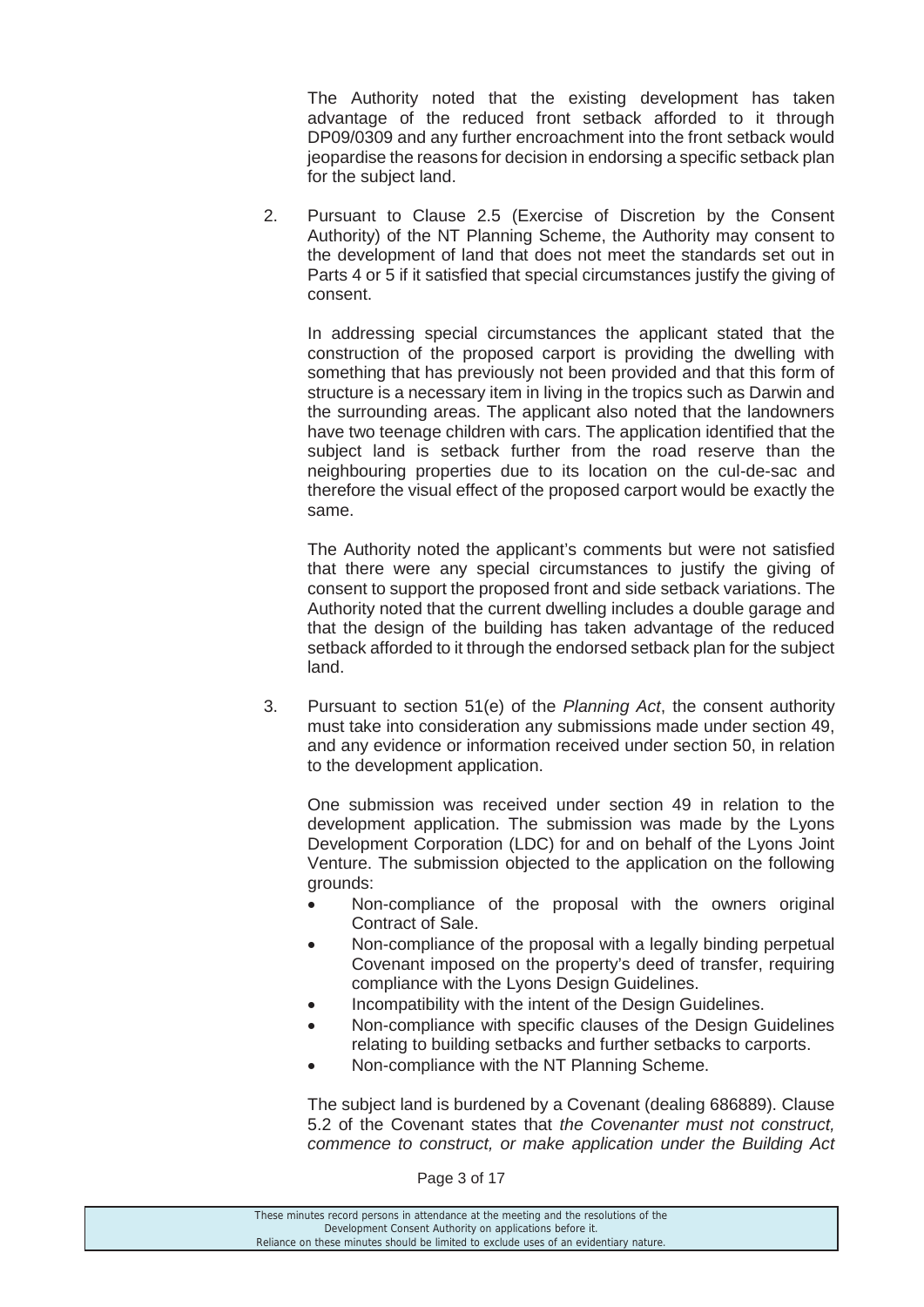The Authority noted that the existing development has taken advantage of the reduced front setback afforded to it through DP09/0309 and any further encroachment into the front setback would jeopardise the reasons for decision in endorsing a specific setback plan for the subject land.

2. Pursuant to Clause 2.5 (Exercise of Discretion by the Consent Authority) of the NT Planning Scheme, the Authority may consent to the development of land that does not meet the standards set out in Parts 4 or 5 if it satisfied that special circumstances justify the giving of consent.

   In addressing special circumstances the applicant stated that the construction of the proposed carport is providing the dwelling with something that has previously not been provided and that this form of structure is a necessary item in living in the tropics such as Darwin and the surrounding areas. The applicant also noted that the landowners have two teenage children with cars. The application identified that the subject land is setback further from the road reserve than the neighbouring properties due to its location on the cul-de-sac and therefore the visual effect of the proposed carport would be exactly the same.

   The Authority noted the applicant's comments but were not satisfied that there were any special circumstances to justify the giving of consent to support the proposed front and side setback variations. The Authority noted that the current dwelling includes a double garage and that the design of the building has taken advantage of the reduced setback afforded to it through the endorsed setback plan for the subject land.

3. Pursuant to section 51(e) of the *Planning Act*, the consent authority must take into consideration any submissions made under section 49, and any evidence or information received under section 50, in relation to the development application.

   One submission was received under section 49 in relation to the development application. The submission was made by the Lyons Development Corporation (LDC) for and on behalf of the Lyons Joint Venture. The submission objected to the application on the following grounds:

   - Non-compliance of the proposal with the owners original Contract of Sale.
   - Non-compliance of the proposal with a legally binding perpetual Covenant imposed on the property's deed of transfer, requiring compliance with the Lyons Design Guidelines.
   - Incompatibility with the intent of the Design Guidelines.
   - Non-compliance with specific clauses of the Design Guidelines relating to building setbacks and further setbacks to carports.
   - Non-compliance with the NT Planning Scheme.

   The subject land is burdened by a Covenant (dealing 686889). Clause 5.2 of the Covenant states that *the Covenanter must not construct, commence to construct, or make application under the Building Act*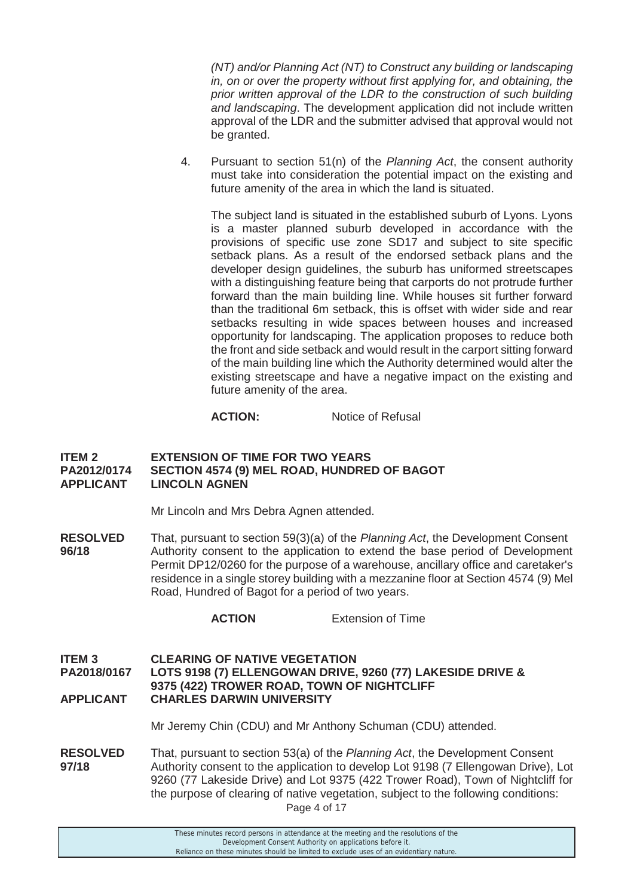*(NT) and/or Planning Act (NT) to Construct any building or landscaping in, on or over the property without first applying for, and obtaining, the prior written approval of the LDR to the construction of such building and landscaping*. The development application did not include written approval of the LDR and the submitter advised that approval would not be granted.

4. Pursuant to section 51(n) of the *Planning Act*, the consent authority must take into consideration the potential impact on the existing and future amenity of the area in which the land is situated.

   The subject land is situated in the established suburb of Lyons. Lyons is a master planned suburb developed in accordance with the provisions of specific use zone SD17 and subject to site specific setback plans. As a result of the endorsed setback plans and the developer design guidelines, the suburb has uniformed streetscapes with a distinguishing feature being that carports do not protrude further forward than the main building line. While houses sit further forward than the traditional 6m setback, this is offset with wider side and rear setbacks resulting in wide spaces between houses and increased opportunity for landscaping. The application proposes to reduce both the front and side setback and would result in the carport sitting forward of the main building line which the Authority determined would alter the existing streetscape and have a negative impact on the existing and future amenity of the area.

**ACTION:** Notice of Refusal

**ITEM 2** **EXTENSION OF TIME FOR TWO YEARS**
**PA2012/0174** **SECTION 4574 (9) MEL ROAD, HUNDRED OF BAGOT**
**APPLICANT** **LINCOLN AGNEN**

Mr Lincoln and Mrs Debra Agnen attended.

**RESOLVED 96/18** That, pursuant to section 59(3)(a) of the *Planning Act*, the Development Consent Authority consent to the application to extend the base period of Development Permit DP12/0260 for the purpose of a warehouse, ancillary office and caretaker's residence in a single storey building with a mezzanine floor at Section 4574 (9) Mel Road, Hundred of Bagot for a period of two years.

**ACTION** Extension of Time

**ITEM 3** **CLEARING OF NATIVE VEGETATION**
**PA2018/0167** **LOTS 9198 (7) ELLENGOWAN DRIVE, 9260 (77) LAKESIDE DRIVE & 9375 (422) TROWER ROAD, TOWN OF NIGHTCLIFF**
**APPLICANT** **CHARLES DARWIN UNIVERSITY**

Mr Jeremy Chin (CDU) and Mr Anthony Schuman (CDU) attended.

**RESOLVED 97/18** That, pursuant to section 53(a) of the *Planning Act*, the Development Consent Authority consent to the application to develop Lot 9198 (7 Ellengowan Drive), Lot 9260 (77 Lakeside Drive) and Lot 9375 (422 Trower Road), Town of Nightcliff for the purpose of clearing of native vegetation, subject to the following conditions:

These minutes record persons in attendance at the meeting and the resolutions of the Development Consent Authority on applications before it.
Reliance on these minutes should be limited to exclude uses of an evidentiary nature.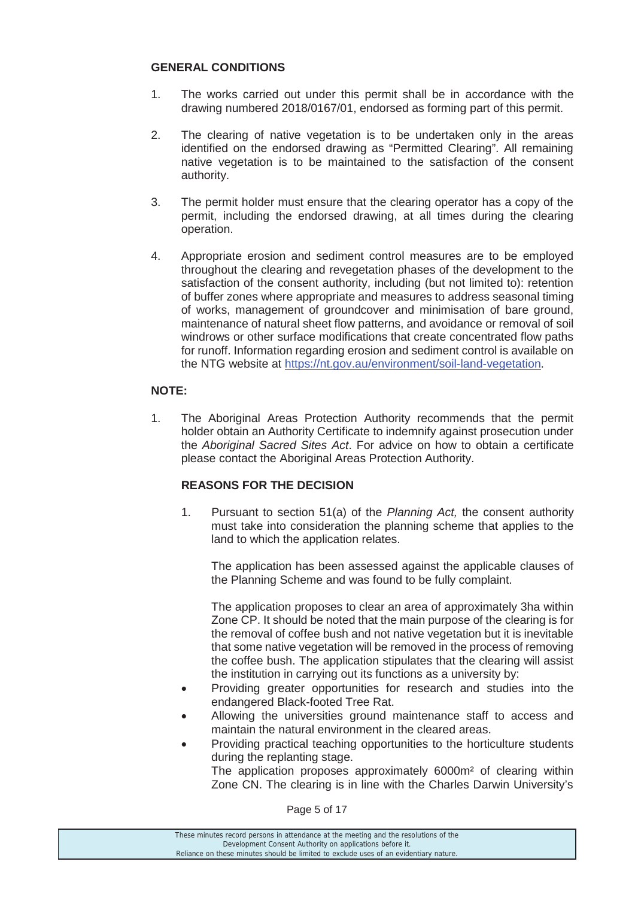**GENERAL CONDITIONS**

1. The works carried out under this permit shall be in accordance with the drawing numbered 2018/0167/01, endorsed as forming part of this permit.

2. The clearing of native vegetation is to be undertaken only in the areas identified on the endorsed drawing as "Permitted Clearing". All remaining native vegetation is to be maintained to the satisfaction of the consent authority.

3. The permit holder must ensure that the clearing operator has a copy of the permit, including the endorsed drawing, at all times during the clearing operation.

4. Appropriate erosion and sediment control measures are to be employed throughout the clearing and revegetation phases of the development to the satisfaction of the consent authority, including (but not limited to): retention of buffer zones where appropriate and measures to address seasonal timing of works, management of groundcover and minimisation of bare ground, maintenance of natural sheet flow patterns, and avoidance or removal of soil windrows or other surface modifications that create concentrated flow paths for runoff. Information regarding erosion and sediment control is available on the NTG website at https://nt.gov.au/environment/soil-land-vegetation.

**NOTE:**

1. The Aboriginal Areas Protection Authority recommends that the permit holder obtain an Authority Certificate to indemnify against prosecution under the *Aboriginal Sacred Sites Act*. For advice on how to obtain a certificate please contact the Aboriginal Areas Protection Authority.

**REASONS FOR THE DECISION**

1. Pursuant to section 51(a) of the *Planning Act,* the consent authority must take into consideration the planning scheme that applies to the land to which the application relates.

   The application has been assessed against the applicable clauses of the Planning Scheme and was found to be fully complaint.

   The application proposes to clear an area of approximately 3ha within Zone CP. It should be noted that the main purpose of the clearing is for the removal of coffee bush and not native vegetation but it is inevitable that some native vegetation will be removed in the process of removing the coffee bush. The application stipulates that the clearing will assist the institution in carrying out its functions as a university by:

   - Providing greater opportunities for research and studies into the endangered Black-footed Tree Rat.
   - Allowing the universities ground maintenance staff to access and maintain the natural environment in the cleared areas.
   - Providing practical teaching opportunities to the horticulture students during the replanting stage.

   The application proposes approximately 6000m² of clearing within Zone CN. The clearing is in line with the Charles Darwin University's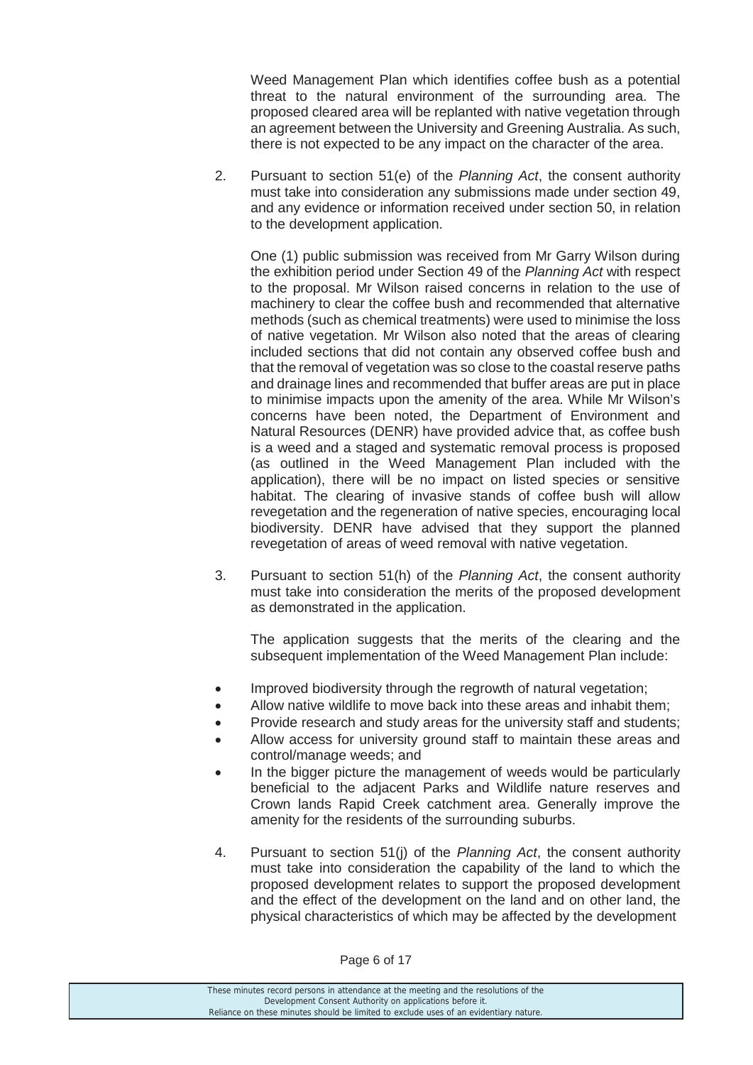Weed Management Plan which identifies coffee bush as a potential threat to the natural environment of the surrounding area. The proposed cleared area will be replanted with native vegetation through an agreement between the University and Greening Australia. As such, there is not expected to be any impact on the character of the area.

2. Pursuant to section 51(e) of the *Planning Act*, the consent authority must take into consideration any submissions made under section 49, and any evidence or information received under section 50, in relation to the development application.

   One (1) public submission was received from Mr Garry Wilson during the exhibition period under Section 49 of the *Planning Act* with respect to the proposal. Mr Wilson raised concerns in relation to the use of machinery to clear the coffee bush and recommended that alternative methods (such as chemical treatments) were used to minimise the loss of native vegetation. Mr Wilson also noted that the areas of clearing included sections that did not contain any observed coffee bush and that the removal of vegetation was so close to the coastal reserve paths and drainage lines and recommended that buffer areas are put in place to minimise impacts upon the amenity of the area. While Mr Wilson's concerns have been noted, the Department of Environment and Natural Resources (DENR) have provided advice that, as coffee bush is a weed and a staged and systematic removal process is proposed (as outlined in the Weed Management Plan included with the application), there will be no impact on listed species or sensitive habitat. The clearing of invasive stands of coffee bush will allow revegetation and the regeneration of native species, encouraging local biodiversity. DENR have advised that they support the planned revegetation of areas of weed removal with native vegetation.

3. Pursuant to section 51(h) of the *Planning Act*, the consent authority must take into consideration the merits of the proposed development as demonstrated in the application.

   The application suggests that the merits of the clearing and the subsequent implementation of the Weed Management Plan include:

- Improved biodiversity through the regrowth of natural vegetation;
- Allow native wildlife to move back into these areas and inhabit them;
- Provide research and study areas for the university staff and students;
- Allow access for university ground staff to maintain these areas and control/manage weeds; and
- In the bigger picture the management of weeds would be particularly beneficial to the adjacent Parks and Wildlife nature reserves and Crown lands Rapid Creek catchment area. Generally improve the amenity for the residents of the surrounding suburbs.

4. Pursuant to section 51(j) of the *Planning Act*, the consent authority must take into consideration the capability of the land to which the proposed development relates to support the proposed development and the effect of the development on the land and on other land, the physical characteristics of which may be affected by the development

These minutes record persons in attendance at the meeting and the resolutions of the Development Consent Authority on applications before it.
Reliance on these minutes should be limited to exclude uses of an evidentiary nature.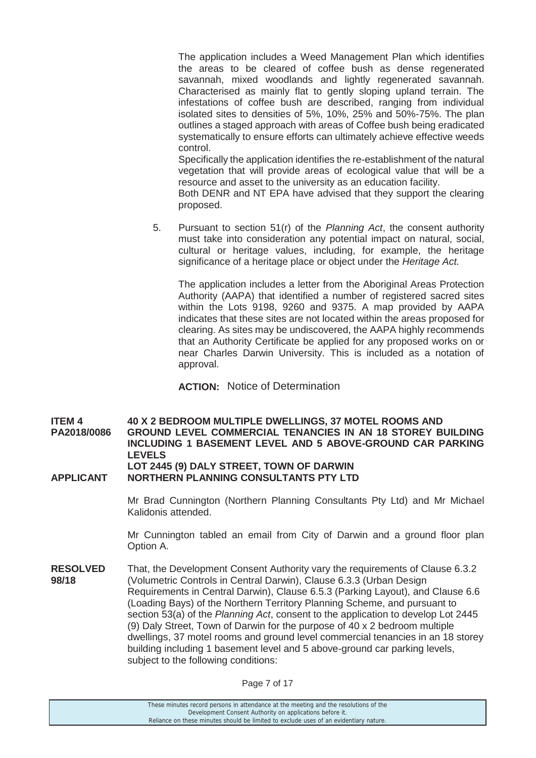The application includes a Weed Management Plan which identifies the areas to be cleared of coffee bush as dense regenerated savannah, mixed woodlands and lightly regenerated savannah. Characterised as mainly flat to gently sloping upland terrain. The infestations of coffee bush are described, ranging from individual isolated sites to densities of 5%, 10%, 25% and 50%-75%. The plan outlines a staged approach with areas of Coffee bush being eradicated systematically to ensure efforts can ultimately achieve effective weeds control.

Specifically the application identifies the re-establishment of the natural vegetation that will provide areas of ecological value that will be a resource and asset to the university as an education facility.

Both DENR and NT EPA have advised that they support the clearing proposed.

5. Pursuant to section 51(r) of the *Planning Act*, the consent authority must take into consideration any potential impact on natural, social, cultural or heritage values, including, for example, the heritage significance of a heritage place or object under the *Heritage Act.*

   The application includes a letter from the Aboriginal Areas Protection Authority (AAPA) that identified a number of registered sacred sites within the Lots 9198, 9260 and 9375. A map provided by AAPA indicates that these sites are not located within the areas proposed for clearing. As sites may be undiscovered, the AAPA highly recommends that an Authority Certificate be applied for any proposed works on or near Charles Darwin University. This is included as a notation of approval.

**ACTION:** Notice of Determination

**ITEM 4 — 40 X 2 BEDROOM MULTIPLE DWELLINGS, 37 MOTEL ROOMS AND GROUND LEVEL COMMERCIAL TENANCIES IN AN 18 STOREY BUILDING INCLUDING 1 BASEMENT LEVEL AND 5 ABOVE-GROUND CAR PARKING LEVELS**

**PA2018/0086 — LOT 2445 (9) DALY STREET, TOWN OF DARWIN**

**APPLICANT — NORTHERN PLANNING CONSULTANTS PTY LTD**

Mr Brad Cunnington (Northern Planning Consultants Pty Ltd) and Mr Michael Kalidonis attended.

Mr Cunnington tabled an email from City of Darwin and a ground floor plan Option A.

**RESOLVED 98/18**

That, the Development Consent Authority vary the requirements of Clause 6.3.2 (Volumetric Controls in Central Darwin), Clause 6.3.3 (Urban Design Requirements in Central Darwin), Clause 6.5.3 (Parking Layout), and Clause 6.6 (Loading Bays) of the Northern Territory Planning Scheme, and pursuant to section 53(a) of the *Planning Act*, consent to the application to develop Lot 2445 (9) Daly Street, Town of Darwin for the purpose of 40 x 2 bedroom multiple dwellings, 37 motel rooms and ground level commercial tenancies in an 18 storey building including 1 basement level and 5 above-ground car parking levels, subject to the following conditions:

These minutes record persons in attendance at the meeting and the resolutions of the Development Consent Authority on applications before it. Reliance on these minutes should be limited to exclude uses of an evidentiary nature.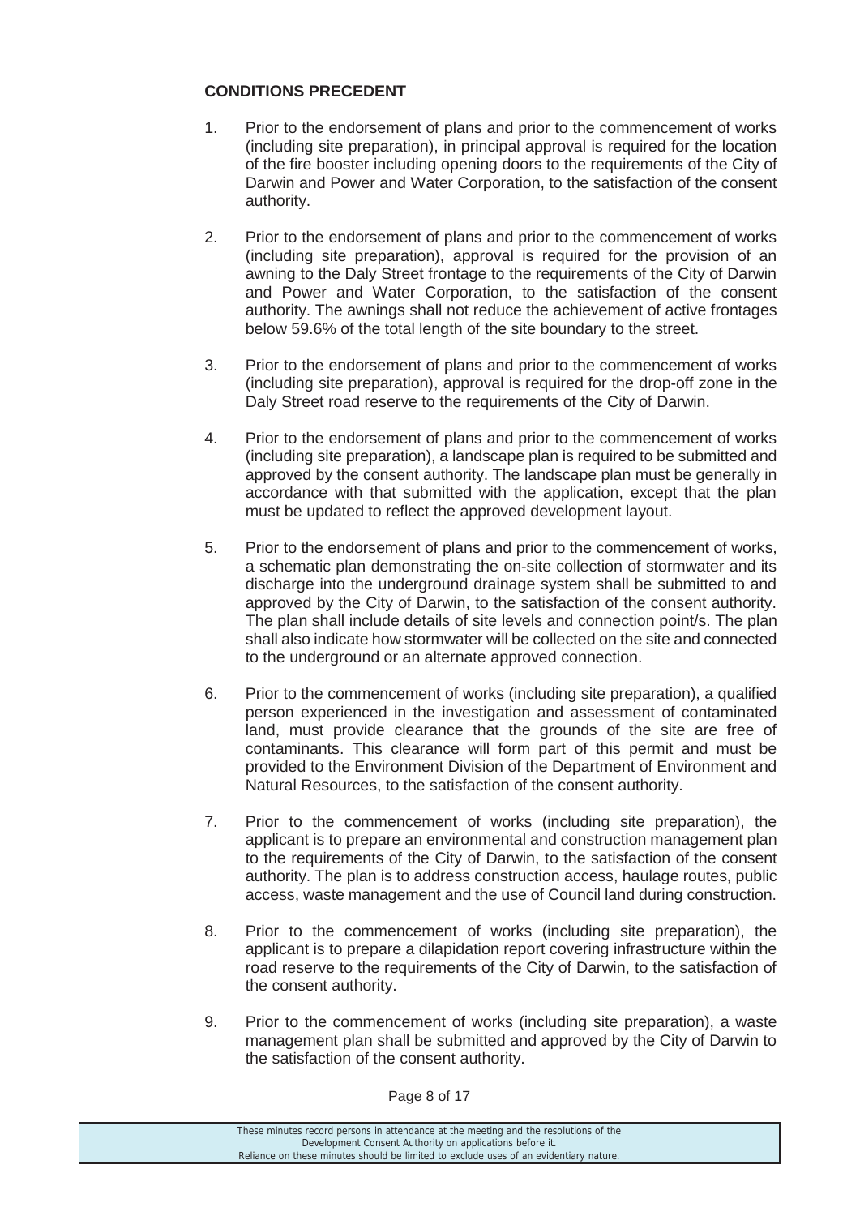**CONDITIONS PRECEDENT**

1. Prior to the endorsement of plans and prior to the commencement of works (including site preparation), in principal approval is required for the location of the fire booster including opening doors to the requirements of the City of Darwin and Power and Water Corporation, to the satisfaction of the consent authority.

2. Prior to the endorsement of plans and prior to the commencement of works (including site preparation), approval is required for the provision of an awning to the Daly Street frontage to the requirements of the City of Darwin and Power and Water Corporation, to the satisfaction of the consent authority. The awnings shall not reduce the achievement of active frontages below 59.6% of the total length of the site boundary to the street.

3. Prior to the endorsement of plans and prior to the commencement of works (including site preparation), approval is required for the drop-off zone in the Daly Street road reserve to the requirements of the City of Darwin.

4. Prior to the endorsement of plans and prior to the commencement of works (including site preparation), a landscape plan is required to be submitted and approved by the consent authority. The landscape plan must be generally in accordance with that submitted with the application, except that the plan must be updated to reflect the approved development layout.

5. Prior to the endorsement of plans and prior to the commencement of works, a schematic plan demonstrating the on-site collection of stormwater and its discharge into the underground drainage system shall be submitted to and approved by the City of Darwin, to the satisfaction of the consent authority. The plan shall include details of site levels and connection point/s. The plan shall also indicate how stormwater will be collected on the site and connected to the underground or an alternate approved connection.

6. Prior to the commencement of works (including site preparation), a qualified person experienced in the investigation and assessment of contaminated land, must provide clearance that the grounds of the site are free of contaminants. This clearance will form part of this permit and must be provided to the Environment Division of the Department of Environment and Natural Resources, to the satisfaction of the consent authority.

7. Prior to the commencement of works (including site preparation), the applicant is to prepare an environmental and construction management plan to the requirements of the City of Darwin, to the satisfaction of the consent authority. The plan is to address construction access, haulage routes, public access, waste management and the use of Council land during construction.

8. Prior to the commencement of works (including site preparation), the applicant is to prepare a dilapidation report covering infrastructure within the road reserve to the requirements of the City of Darwin, to the satisfaction of the consent authority.

9. Prior to the commencement of works (including site preparation), a waste management plan shall be submitted and approved by the City of Darwin to the satisfaction of the consent authority.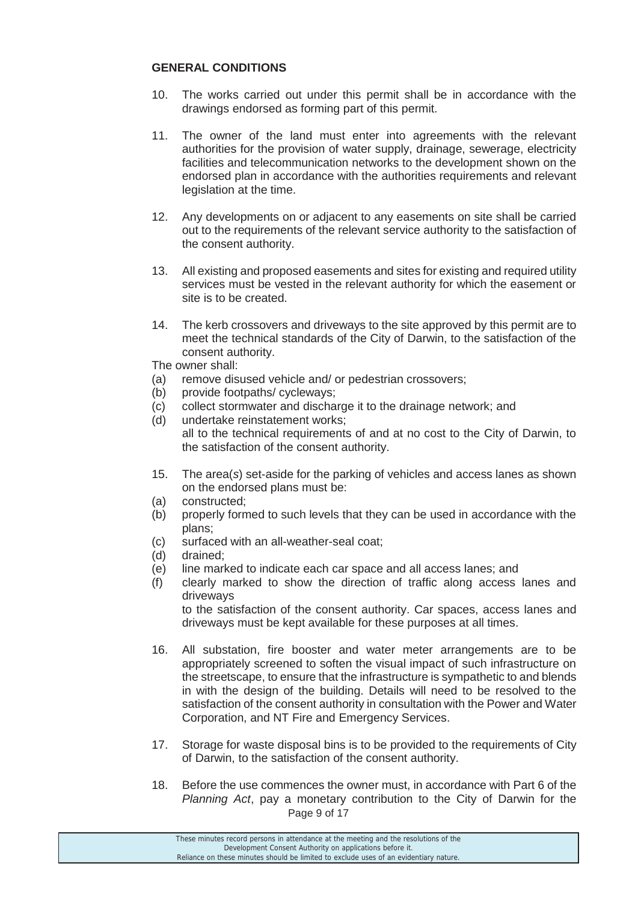**GENERAL CONDITIONS**

10. The works carried out under this permit shall be in accordance with the drawings endorsed as forming part of this permit.

11. The owner of the land must enter into agreements with the relevant authorities for the provision of water supply, drainage, sewerage, electricity facilities and telecommunication networks to the development shown on the endorsed plan in accordance with the authorities requirements and relevant legislation at the time.

12. Any developments on or adjacent to any easements on site shall be carried out to the requirements of the relevant service authority to the satisfaction of the consent authority.

13. All existing and proposed easements and sites for existing and required utility services must be vested in the relevant authority for which the easement or site is to be created.

14. The kerb crossovers and driveways to the site approved by this permit are to meet the technical standards of the City of Darwin, to the satisfaction of the consent authority.

The owner shall:

(a) remove disused vehicle and/ or pedestrian crossovers;
(b) provide footpaths/ cycleways;
(c) collect stormwater and discharge it to the drainage network; and
(d) undertake reinstatement works;

all to the technical requirements of and at no cost to the City of Darwin, to the satisfaction of the consent authority.

15. The area(*s*) set-aside for the parking of vehicles and access lanes as shown on the endorsed plans must be:

(a) constructed;
(b) properly formed to such levels that they can be used in accordance with the plans;
(c) surfaced with an all-weather-seal coat;
(d) drained;
(e) line marked to indicate each car space and all access lanes; and
(f) clearly marked to show the direction of traffic along access lanes and driveways

to the satisfaction of the consent authority. Car spaces, access lanes and driveways must be kept available for these purposes at all times.

16. All substation, fire booster and water meter arrangements are to be appropriately screened to soften the visual impact of such infrastructure on the streetscape, to ensure that the infrastructure is sympathetic to and blends in with the design of the building. Details will need to be resolved to the satisfaction of the consent authority in consultation with the Power and Water Corporation, and NT Fire and Emergency Services.

17. Storage for waste disposal bins is to be provided to the requirements of City of Darwin, to the satisfaction of the consent authority.

18. Before the use commences the owner must, in accordance with Part 6 of the *Planning Act*, pay a monetary contribution to the City of Darwin for the

These minutes record persons in attendance at the meeting and the resolutions of the Development Consent Authority on applications before it. Reliance on these minutes should be limited to exclude uses of an evidentiary nature.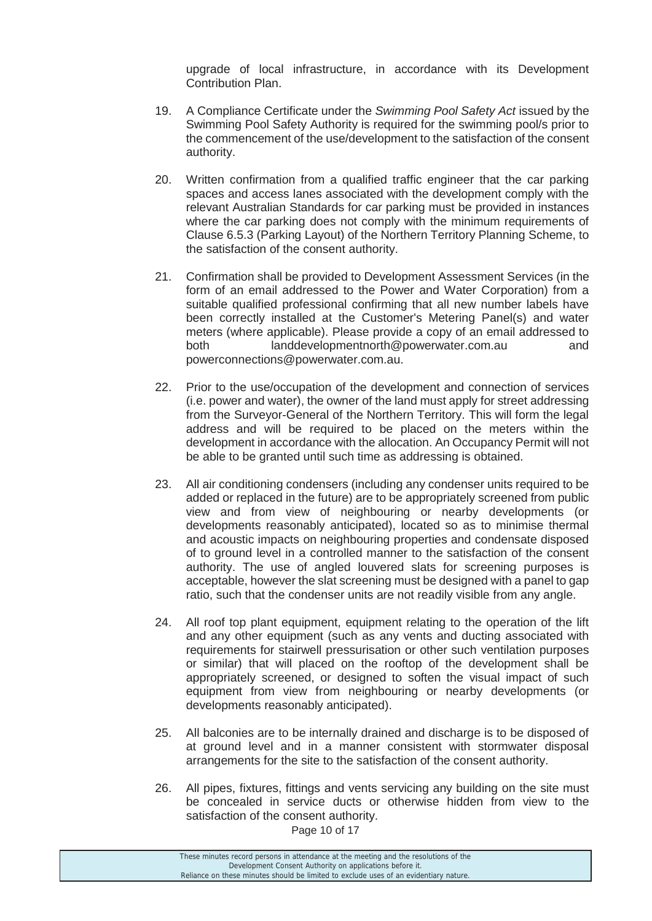upgrade of local infrastructure, in accordance with its Development Contribution Plan.

19. A Compliance Certificate under the *Swimming Pool Safety Act* issued by the Swimming Pool Safety Authority is required for the swimming pool/s prior to the commencement of the use/development to the satisfaction of the consent authority.

20. Written confirmation from a qualified traffic engineer that the car parking spaces and access lanes associated with the development comply with the relevant Australian Standards for car parking must be provided in instances where the car parking does not comply with the minimum requirements of Clause 6.5.3 (Parking Layout) of the Northern Territory Planning Scheme, to the satisfaction of the consent authority.

21. Confirmation shall be provided to Development Assessment Services (in the form of an email addressed to the Power and Water Corporation) from a suitable qualified professional confirming that all new number labels have been correctly installed at the Customer's Metering Panel(s) and water meters (where applicable). Please provide a copy of an email addressed to both landdevelopmentnorth@powerwater.com.au and powerconnections@powerwater.com.au.

22. Prior to the use/occupation of the development and connection of services (i.e. power and water), the owner of the land must apply for street addressing from the Surveyor-General of the Northern Territory. This will form the legal address and will be required to be placed on the meters within the development in accordance with the allocation. An Occupancy Permit will not be able to be granted until such time as addressing is obtained.

23. All air conditioning condensers (including any condenser units required to be added or replaced in the future) are to be appropriately screened from public view and from view of neighbouring or nearby developments (or developments reasonably anticipated), located so as to minimise thermal and acoustic impacts on neighbouring properties and condensate disposed of to ground level in a controlled manner to the satisfaction of the consent authority. The use of angled louvered slats for screening purposes is acceptable, however the slat screening must be designed with a panel to gap ratio, such that the condenser units are not readily visible from any angle.

24. All roof top plant equipment, equipment relating to the operation of the lift and any other equipment (such as any vents and ducting associated with requirements for stairwell pressurisation or other such ventilation purposes or similar) that will placed on the rooftop of the development shall be appropriately screened, or designed to soften the visual impact of such equipment from view from neighbouring or nearby developments (or developments reasonably anticipated).

25. All balconies are to be internally drained and discharge is to be disposed of at ground level and in a manner consistent with stormwater disposal arrangements for the site to the satisfaction of the consent authority.

26. All pipes, fixtures, fittings and vents servicing any building on the site must be concealed in service ducts or otherwise hidden from view to the satisfaction of the consent authority.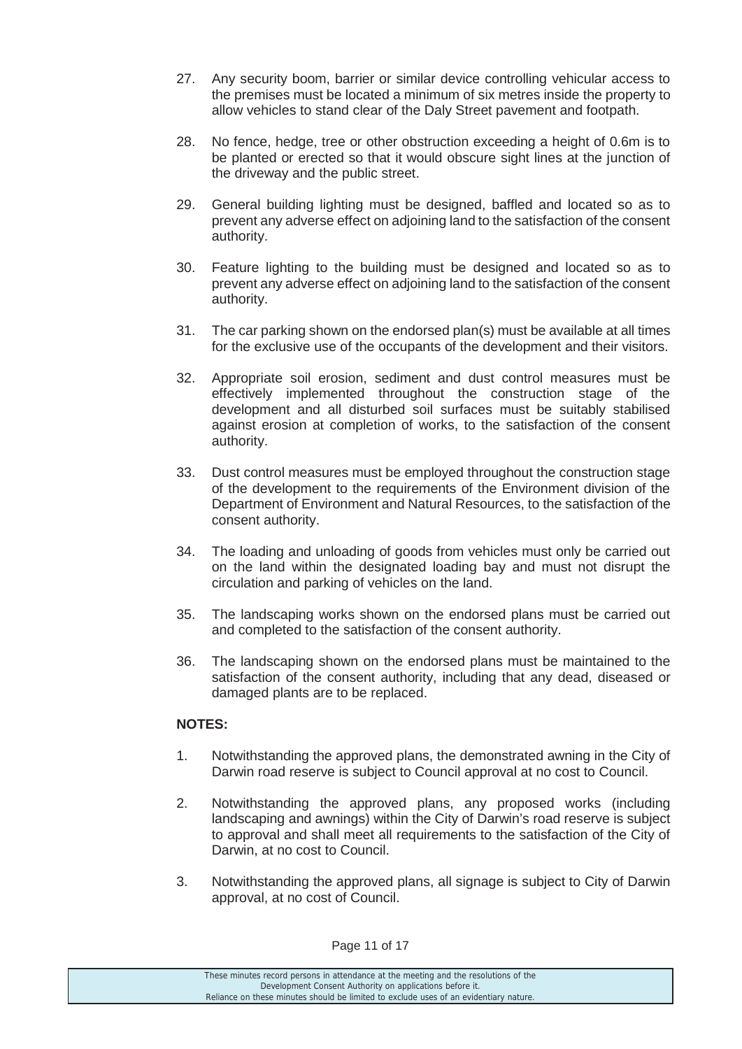27. Any security boom, barrier or similar device controlling vehicular access to the premises must be located a minimum of six metres inside the property to allow vehicles to stand clear of the Daly Street pavement and footpath.

28. No fence, hedge, tree or other obstruction exceeding a height of 0.6m is to be planted or erected so that it would obscure sight lines at the junction of the driveway and the public street.

29. General building lighting must be designed, baffled and located so as to prevent any adverse effect on adjoining land to the satisfaction of the consent authority.

30. Feature lighting to the building must be designed and located so as to prevent any adverse effect on adjoining land to the satisfaction of the consent authority.

31. The car parking shown on the endorsed plan(s) must be available at all times for the exclusive use of the occupants of the development and their visitors.

32. Appropriate soil erosion, sediment and dust control measures must be effectively implemented throughout the construction stage of the development and all disturbed soil surfaces must be suitably stabilised against erosion at completion of works, to the satisfaction of the consent authority.

33. Dust control measures must be employed throughout the construction stage of the development to the requirements of the Environment division of the Department of Environment and Natural Resources, to the satisfaction of the consent authority.

34. The loading and unloading of goods from vehicles must only be carried out on the land within the designated loading bay and must not disrupt the circulation and parking of vehicles on the land.

35. The landscaping works shown on the endorsed plans must be carried out and completed to the satisfaction of the consent authority.

36. The landscaping shown on the endorsed plans must be maintained to the satisfaction of the consent authority, including that any dead, diseased or damaged plants are to be replaced.

**NOTES:**

1. Notwithstanding the approved plans, the demonstrated awning in the City of Darwin road reserve is subject to Council approval at no cost to Council.

2. Notwithstanding the approved plans, any proposed works (including landscaping and awnings) within the City of Darwin's road reserve is subject to approval and shall meet all requirements to the satisfaction of the City of Darwin, at no cost to Council.

3. Notwithstanding the approved plans, all signage is subject to City of Darwin approval, at no cost of Council.

These minutes record persons in attendance at the meeting and the resolutions of the Development Consent Authority on applications before it.
Reliance on these minutes should be limited to exclude uses of an evidentiary nature.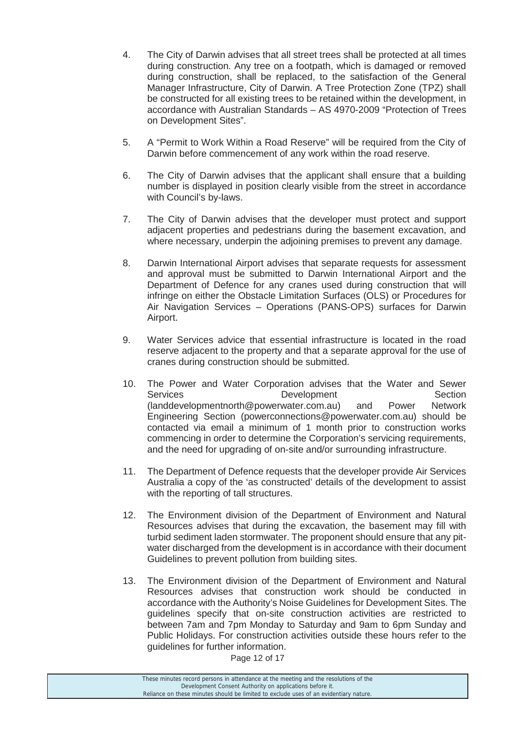4. The City of Darwin advises that all street trees shall be protected at all times during construction. Any tree on a footpath, which is damaged or removed during construction, shall be replaced, to the satisfaction of the General Manager Infrastructure, City of Darwin. A Tree Protection Zone (TPZ) shall be constructed for all existing trees to be retained within the development, in accordance with Australian Standards – AS 4970-2009 "Protection of Trees on Development Sites".

5. A "Permit to Work Within a Road Reserve" will be required from the City of Darwin before commencement of any work within the road reserve.

6. The City of Darwin advises that the applicant shall ensure that a building number is displayed in position clearly visible from the street in accordance with Council's by-laws.

7. The City of Darwin advises that the developer must protect and support adjacent properties and pedestrians during the basement excavation, and where necessary, underpin the adjoining premises to prevent any damage.

8. Darwin International Airport advises that separate requests for assessment and approval must be submitted to Darwin International Airport and the Department of Defence for any cranes used during construction that will infringe on either the Obstacle Limitation Surfaces (OLS) or Procedures for Air Navigation Services – Operations (PANS-OPS) surfaces for Darwin Airport.

9. Water Services advice that essential infrastructure is located in the road reserve adjacent to the property and that a separate approval for the use of cranes during construction should be submitted.

10. The Power and Water Corporation advises that the Water and Sewer Services Development Section (landdevelopmentnorth@powerwater.com.au) and Power Network Engineering Section (powerconnections@powerwater.com.au) should be contacted via email a minimum of 1 month prior to construction works commencing in order to determine the Corporation's servicing requirements, and the need for upgrading of on-site and/or surrounding infrastructure.

11. The Department of Defence requests that the developer provide Air Services Australia a copy of the 'as constructed' details of the development to assist with the reporting of tall structures.

12. The Environment division of the Department of Environment and Natural Resources advises that during the excavation, the basement may fill with turbid sediment laden stormwater. The proponent should ensure that any pit-water discharged from the development is in accordance with their document Guidelines to prevent pollution from building sites.

13. The Environment division of the Department of Environment and Natural Resources advises that construction work should be conducted in accordance with the Authority's Noise Guidelines for Development Sites. The guidelines specify that on-site construction activities are restricted to between 7am and 7pm Monday to Saturday and 9am to 6pm Sunday and Public Holidays. For construction activities outside these hours refer to the guidelines for further information.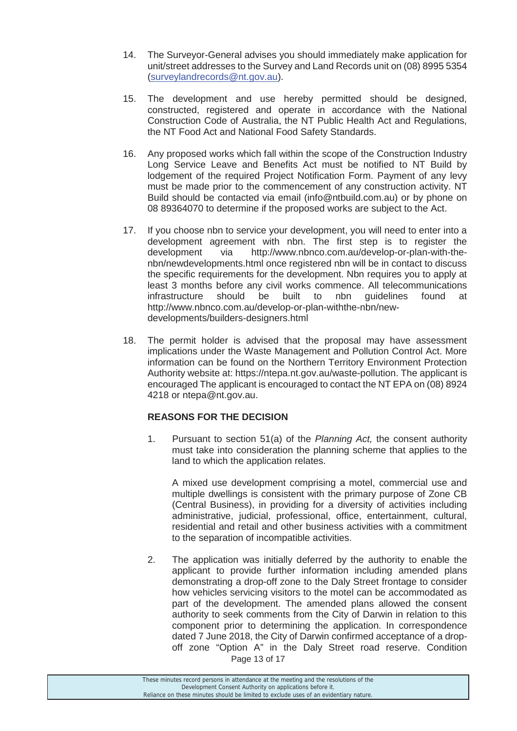14. The Surveyor-General advises you should immediately make application for unit/street addresses to the Survey and Land Records unit on (08) 8995 5354 (surveylandrecords@nt.gov.au).

15. The development and use hereby permitted should be designed, constructed, registered and operate in accordance with the National Construction Code of Australia, the NT Public Health Act and Regulations, the NT Food Act and National Food Safety Standards.

16. Any proposed works which fall within the scope of the Construction Industry Long Service Leave and Benefits Act must be notified to NT Build by lodgement of the required Project Notification Form. Payment of any levy must be made prior to the commencement of any construction activity. NT Build should be contacted via email (info@ntbuild.com.au) or by phone on 08 89364070 to determine if the proposed works are subject to the Act.

17. If you choose nbn to service your development, you will need to enter into a development agreement with nbn. The first step is to register the development via http://www.nbnco.com.au/develop-or-plan-with-the-nbn/newdevelopments.html once registered nbn will be in contact to discuss the specific requirements for the development. Nbn requires you to apply at least 3 months before any civil works commence. All telecommunications infrastructure should be built to nbn guidelines found at http://www.nbnco.com.au/develop-or-plan-withthe-nbn/new-developments/builders-designers.html

18. The permit holder is advised that the proposal may have assessment implications under the Waste Management and Pollution Control Act. More information can be found on the Northern Territory Environment Protection Authority website at: https://ntepa.nt.gov.au/waste-pollution. The applicant is encouraged The applicant is encouraged to contact the NT EPA on (08) 8924 4218 or ntepa@nt.gov.au.

**REASONS FOR THE DECISION**

1. Pursuant to section 51(a) of the *Planning Act,* the consent authority must take into consideration the planning scheme that applies to the land to which the application relates.

   A mixed use development comprising a motel, commercial use and multiple dwellings is consistent with the primary purpose of Zone CB (Central Business), in providing for a diversity of activities including administrative, judicial, professional, office, entertainment, cultural, residential and retail and other business activities with a commitment to the separation of incompatible activities.

2. The application was initially deferred by the authority to enable the applicant to provide further information including amended plans demonstrating a drop-off zone to the Daly Street frontage to consider how vehicles servicing visitors to the motel can be accommodated as part of the development. The amended plans allowed the consent authority to seek comments from the City of Darwin in relation to this component prior to determining the application. In correspondence dated 7 June 2018, the City of Darwin confirmed acceptance of a drop-off zone "Option A" in the Daly Street road reserve. Condition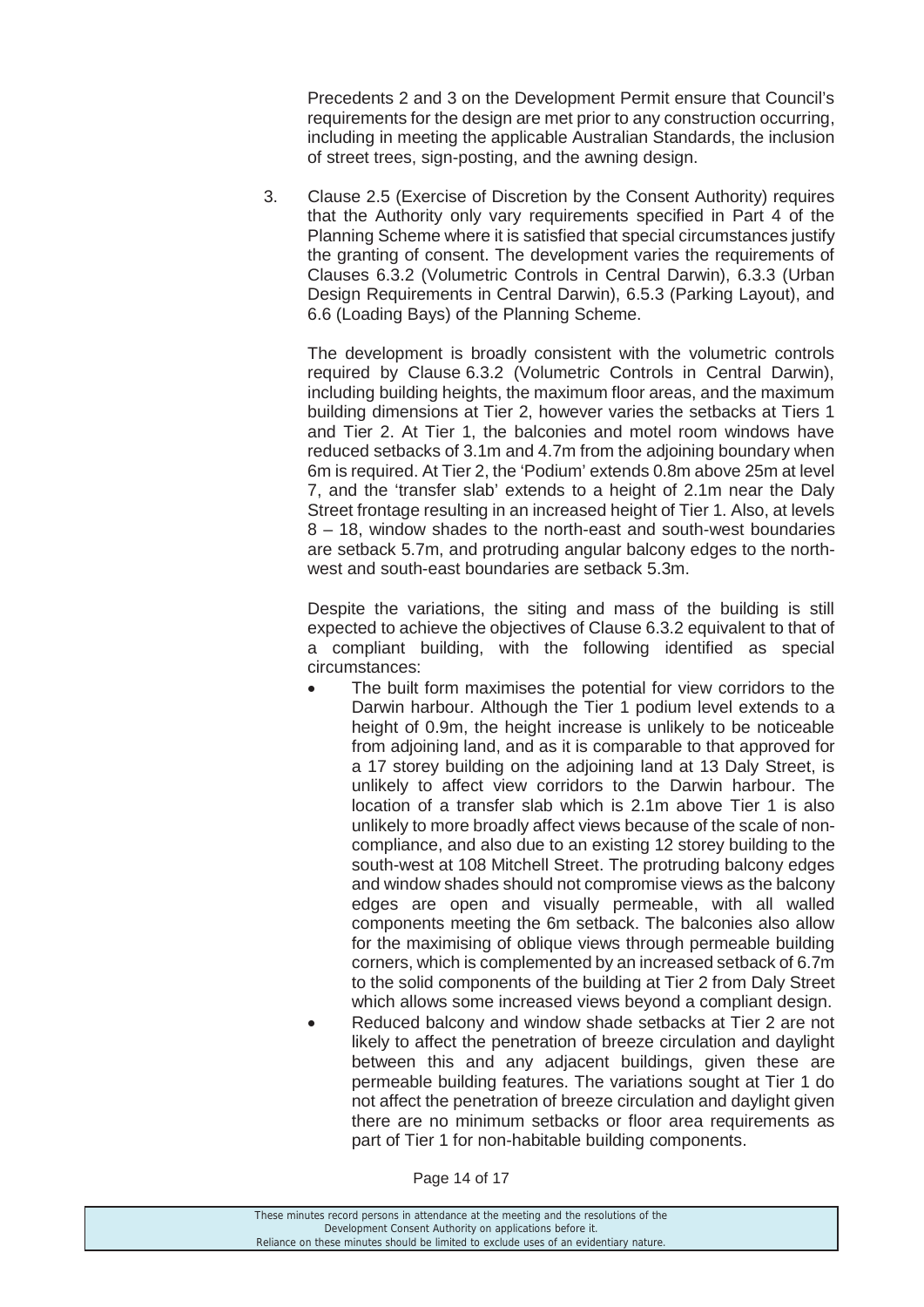Precedents 2 and 3 on the Development Permit ensure that Council's requirements for the design are met prior to any construction occurring, including in meeting the applicable Australian Standards, the inclusion of street trees, sign-posting, and the awning design.

3. Clause 2.5 (Exercise of Discretion by the Consent Authority) requires that the Authority only vary requirements specified in Part 4 of the Planning Scheme where it is satisfied that special circumstances justify the granting of consent. The development varies the requirements of Clauses 6.3.2 (Volumetric Controls in Central Darwin), 6.3.3 (Urban Design Requirements in Central Darwin), 6.5.3 (Parking Layout), and 6.6 (Loading Bays) of the Planning Scheme.

   The development is broadly consistent with the volumetric controls required by Clause 6.3.2 (Volumetric Controls in Central Darwin), including building heights, the maximum floor areas, and the maximum building dimensions at Tier 2, however varies the setbacks at Tiers 1 and Tier 2. At Tier 1, the balconies and motel room windows have reduced setbacks of 3.1m and 4.7m from the adjoining boundary when 6m is required. At Tier 2, the 'Podium' extends 0.8m above 25m at level 7, and the 'transfer slab' extends to a height of 2.1m near the Daly Street frontage resulting in an increased height of Tier 1. Also, at levels 8 – 18, window shades to the north-east and south-west boundaries are setback 5.7m, and protruding angular balcony edges to the north-west and south-east boundaries are setback 5.3m.

   Despite the variations, the siting and mass of the building is still expected to achieve the objectives of Clause 6.3.2 equivalent to that of a compliant building, with the following identified as special circumstances:

   - The built form maximises the potential for view corridors to the Darwin harbour. Although the Tier 1 podium level extends to a height of 0.9m, the height increase is unlikely to be noticeable from adjoining land, and as it is comparable to that approved for a 17 storey building on the adjoining land at 13 Daly Street, is unlikely to affect view corridors to the Darwin harbour. The location of a transfer slab which is 2.1m above Tier 1 is also unlikely to more broadly affect views because of the scale of non-compliance, and also due to an existing 12 storey building to the south-west at 108 Mitchell Street. The protruding balcony edges and window shades should not compromise views as the balcony edges are open and visually permeable, with all walled components meeting the 6m setback. The balconies also allow for the maximising of oblique views through permeable building corners, which is complemented by an increased setback of 6.7m to the solid components of the building at Tier 2 from Daly Street which allows some increased views beyond a compliant design.
   - Reduced balcony and window shade setbacks at Tier 2 are not likely to affect the penetration of breeze circulation and daylight between this and any adjacent buildings, given these are permeable building features. The variations sought at Tier 1 do not affect the penetration of breeze circulation and daylight given there are no minimum setbacks or floor area requirements as part of Tier 1 for non-habitable building components.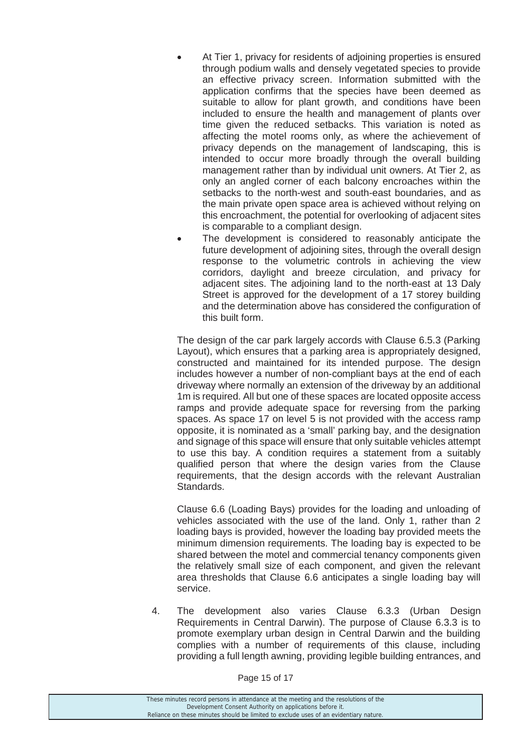- At Tier 1, privacy for residents of adjoining properties is ensured through podium walls and densely vegetated species to provide an effective privacy screen. Information submitted with the application confirms that the species have been deemed as suitable to allow for plant growth, and conditions have been included to ensure the health and management of plants over time given the reduced setbacks. This variation is noted as affecting the motel rooms only, as where the achievement of privacy depends on the management of landscaping, this is intended to occur more broadly through the overall building management rather than by individual unit owners. At Tier 2, as only an angled corner of each balcony encroaches within the setbacks to the north-west and south-east boundaries, and as the main private open space area is achieved without relying on this encroachment, the potential for overlooking of adjacent sites is comparable to a compliant design.
- The development is considered to reasonably anticipate the future development of adjoining sites, through the overall design response to the volumetric controls in achieving the view corridors, daylight and breeze circulation, and privacy for adjacent sites. The adjoining land to the north-east at 13 Daly Street is approved for the development of a 17 storey building and the determination above has considered the configuration of this built form.

The design of the car park largely accords with Clause 6.5.3 (Parking Layout), which ensures that a parking area is appropriately designed, constructed and maintained for its intended purpose. The design includes however a number of non-compliant bays at the end of each driveway where normally an extension of the driveway by an additional 1m is required. All but one of these spaces are located opposite access ramps and provide adequate space for reversing from the parking spaces. As space 17 on level 5 is not provided with the access ramp opposite, it is nominated as a 'small' parking bay, and the designation and signage of this space will ensure that only suitable vehicles attempt to use this bay. A condition requires a statement from a suitably qualified person that where the design varies from the Clause requirements, that the design accords with the relevant Australian Standards.

Clause 6.6 (Loading Bays) provides for the loading and unloading of vehicles associated with the use of the land. Only 1, rather than 2 loading bays is provided, however the loading bay provided meets the minimum dimension requirements. The loading bay is expected to be shared between the motel and commercial tenancy components given the relatively small size of each component, and given the relevant area thresholds that Clause 6.6 anticipates a single loading bay will service.

4. The development also varies Clause 6.3.3 (Urban Design Requirements in Central Darwin). The purpose of Clause 6.3.3 is to promote exemplary urban design in Central Darwin and the building complies with a number of requirements of this clause, including providing a full length awning, providing legible building entrances, and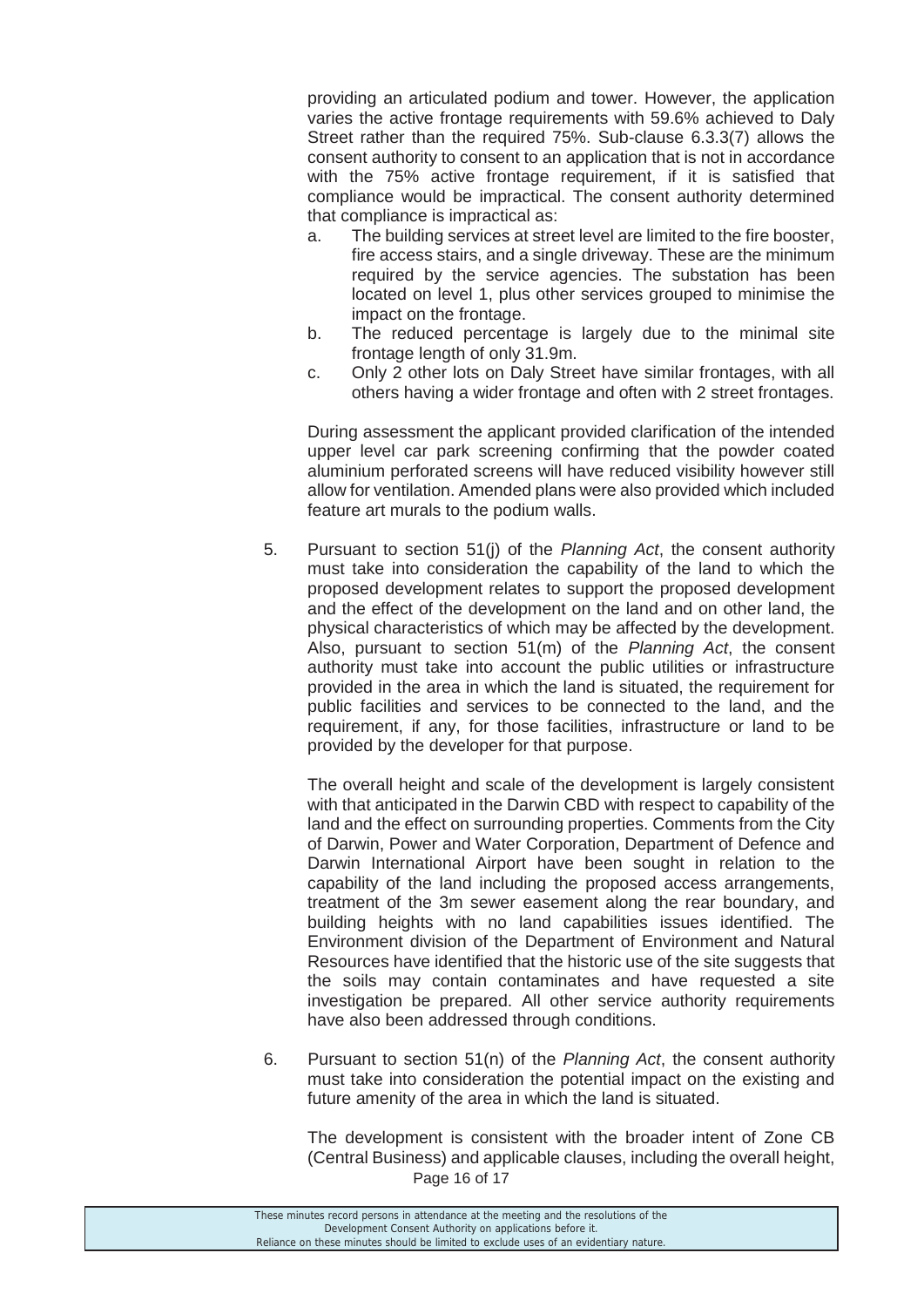providing an articulated podium and tower. However, the application varies the active frontage requirements with 59.6% achieved to Daly Street rather than the required 75%. Sub-clause 6.3.3(7) allows the consent authority to consent to an application that is not in accordance with the 75% active frontage requirement, if it is satisfied that compliance would be impractical. The consent authority determined that compliance is impractical as:

a. The building services at street level are limited to the fire booster, fire access stairs, and a single driveway. These are the minimum required by the service agencies. The substation has been located on level 1, plus other services grouped to minimise the impact on the frontage.
b. The reduced percentage is largely due to the minimal site frontage length of only 31.9m.
c. Only 2 other lots on Daly Street have similar frontages, with all others having a wider frontage and often with 2 street frontages.

During assessment the applicant provided clarification of the intended upper level car park screening confirming that the powder coated aluminium perforated screens will have reduced visibility however still allow for ventilation. Amended plans were also provided which included feature art murals to the podium walls.

5. Pursuant to section 51(j) of the *Planning Act*, the consent authority must take into consideration the capability of the land to which the proposed development relates to support the proposed development and the effect of the development on the land and on other land, the physical characteristics of which may be affected by the development. Also, pursuant to section 51(m) of the *Planning Act*, the consent authority must take into account the public utilities or infrastructure provided in the area in which the land is situated, the requirement for public facilities and services to be connected to the land, and the requirement, if any, for those facilities, infrastructure or land to be provided by the developer for that purpose.

   The overall height and scale of the development is largely consistent with that anticipated in the Darwin CBD with respect to capability of the land and the effect on surrounding properties. Comments from the City of Darwin, Power and Water Corporation, Department of Defence and Darwin International Airport have been sought in relation to the capability of the land including the proposed access arrangements, treatment of the 3m sewer easement along the rear boundary, and building heights with no land capabilities issues identified. The Environment division of the Department of Environment and Natural Resources have identified that the historic use of the site suggests that the soils may contain contaminates and have requested a site investigation be prepared. All other service authority requirements have also been addressed through conditions.

6. Pursuant to section 51(n) of the *Planning Act*, the consent authority must take into consideration the potential impact on the existing and future amenity of the area in which the land is situated.

   The development is consistent with the broader intent of Zone CB (Central Business) and applicable clauses, including the overall height,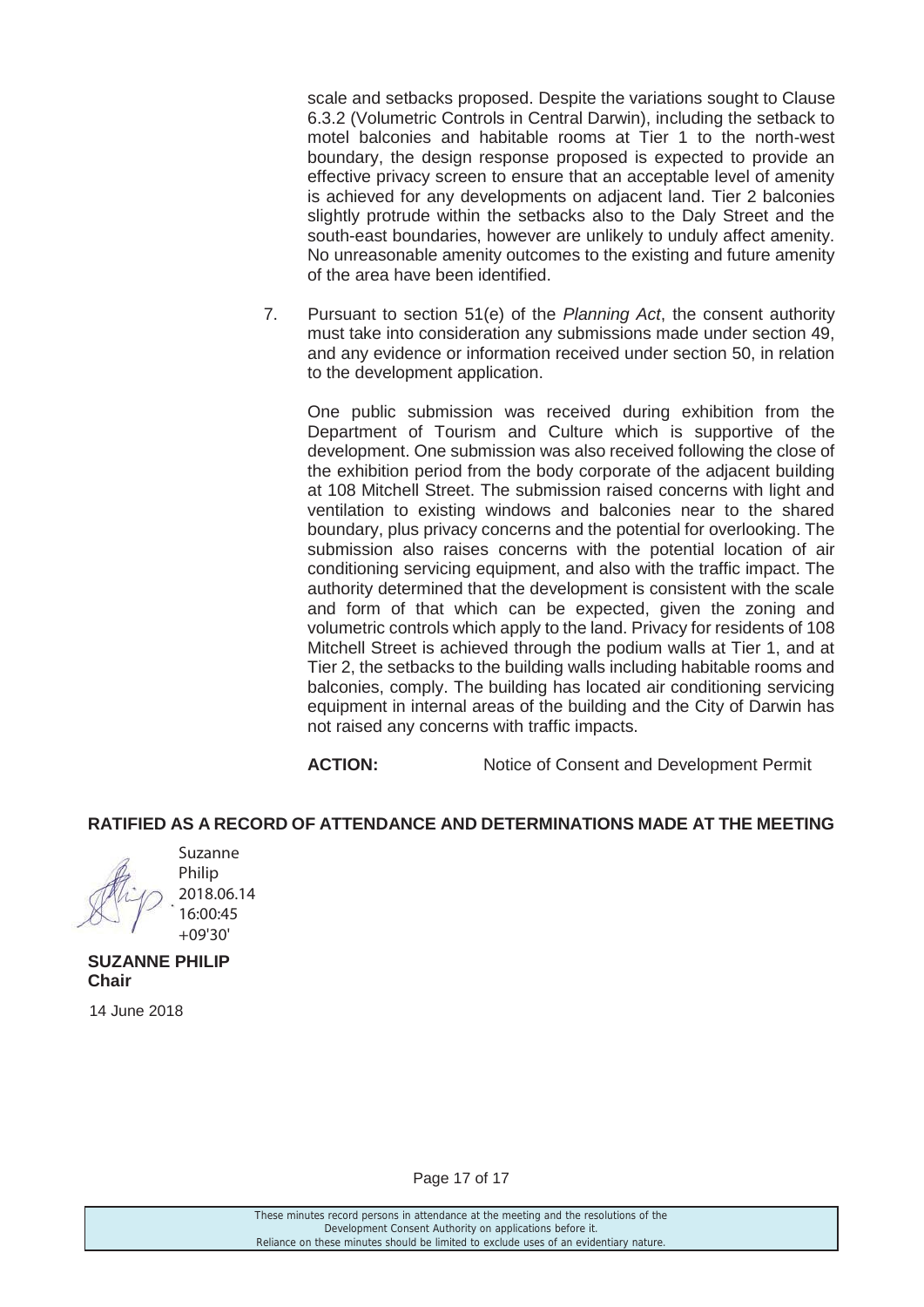scale and setbacks proposed. Despite the variations sought to Clause 6.3.2 (Volumetric Controls in Central Darwin), including the setback to motel balconies and habitable rooms at Tier 1 to the north-west boundary, the design response proposed is expected to provide an effective privacy screen to ensure that an acceptable level of amenity is achieved for any developments on adjacent land. Tier 2 balconies slightly protrude within the setbacks also to the Daly Street and the south-east boundaries, however are unlikely to unduly affect amenity. No unreasonable amenity outcomes to the existing and future amenity of the area have been identified.

7. Pursuant to section 51(e) of the *Planning Act*, the consent authority must take into consideration any submissions made under section 49, and any evidence or information received under section 50, in relation to the development application.

   One public submission was received during exhibition from the Department of Tourism and Culture which is supportive of the development. One submission was also received following the close of the exhibition period from the body corporate of the adjacent building at 108 Mitchell Street. The submission raised concerns with light and ventilation to existing windows and balconies near to the shared boundary, plus privacy concerns and the potential for overlooking. The submission also raises concerns with the potential location of air conditioning servicing equipment, and also with the traffic impact. The authority determined that the development is consistent with the scale and form of that which can be expected, given the zoning and volumetric controls which apply to the land. Privacy for residents of 108 Mitchell Street is achieved through the podium walls at Tier 1, and at Tier 2, the setbacks to the building walls including habitable rooms and balconies, comply. The building has located air conditioning servicing equipment in internal areas of the building and the City of Darwin has not raised any concerns with traffic impacts.

   **ACTION:** Notice of Consent and Development Permit

**RATIFIED AS A RECORD OF ATTENDANCE AND DETERMINATIONS MADE AT THE MEETING**

Suzanne Philip
2018.06.14
16:00:45
+09'30'

**SUZANNE PHILIP**
**Chair**

14 June 2018

These minutes record persons in attendance at the meeting and the resolutions of the Development Consent Authority on applications before it.
Reliance on these minutes should be limited to exclude uses of an evidentiary nature.